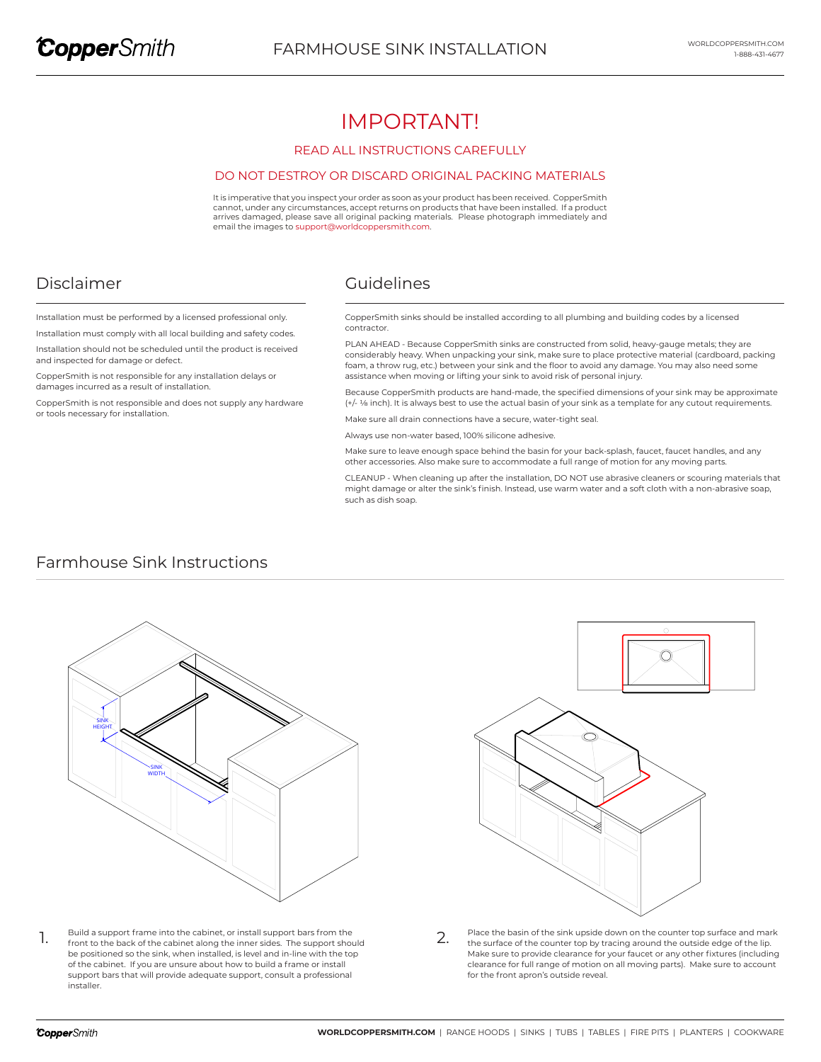# FARMHOUSE SINK INSTALLATION

## IMPORTANT!

### READ ALL INSTRUCTIONS CAREFULLY

### DO NOT DESTROY OR DISCARD ORIGINAL PACKING MATERIALS

It is imperative that you inspect your order as soon as your product has been received. CopperSmith cannot, under any circumstances, accept returns on products that have been installed. If a product arrives damaged, please save all original packing materials. Please photograph immediately and email the images to support@worldcoppersmith.com.

## Disclaimer

Installation must be performed by a licensed professional only.

Installation must comply with all local building and safety codes.

Installation should not be scheduled until the product is received and inspected for damage or defect.

CopperSmith is not responsible for any installation delays or damages incurred as a result of installation.

CopperSmith is not responsible and does not supply any hardware or tools necessary for installation.

## Guidelines

CopperSmith sinks should be installed according to all plumbing and building codes by a licensed contractor.

PLAN AHEAD - Because CopperSmith sinks are constructed from solid, heavy-gauge metals; they are considerably heavy. When unpacking your sink, make sure to place protective material (cardboard, packing foam, a throw rug, etc.) between your sink and the floor to avoid any damage. You may also need some assistance when moving or lifting your sink to avoid risk of personal injury.

Because CopperSmith products are hand-made, the specified dimensions of your sink may be approximate (+/- ⅛ inch). It is always best to use the actual basin of your sink as a template for any cutout requirements.

Make sure all drain connections have a secure, water-tight seal.

Always use non-water based, 100% silicone adhesive.

Make sure to leave enough space behind the basin for your back-splash, faucet, faucet handles, and any other accessories. Also make sure to accommodate a full range of motion for any moving parts.

CLEANUP - When cleaning up after the installation, DO NOT use abrasive cleaners or scouring materials that might damage or alter the sink's finish. Instead, use warm water and a soft cloth with a non-abrasive soap, such as dish soap.

## Farmhouse Sink Instructions

SINK HEIGHT

SINK WIDTH

1. Build a support frame into the cabinet, or install support bars from the front to the back of the cabinet along the inner sides. The support should be positioned so the sink, when installed, is level and in-line with the top of the cabinet. If you are unsure about how to build a frame or install support bars that will provide adequate support, consult a professional installer.

2. Place the basin of the sink upside down on the counter top surface and mark the surface of the counter top by tracing around the outside edge of the lip. Make sure to provide clearance for your faucet or any other fixtures (including clearance for full range of motion on all moving parts). Make sure to account for the front apron's outside reveal.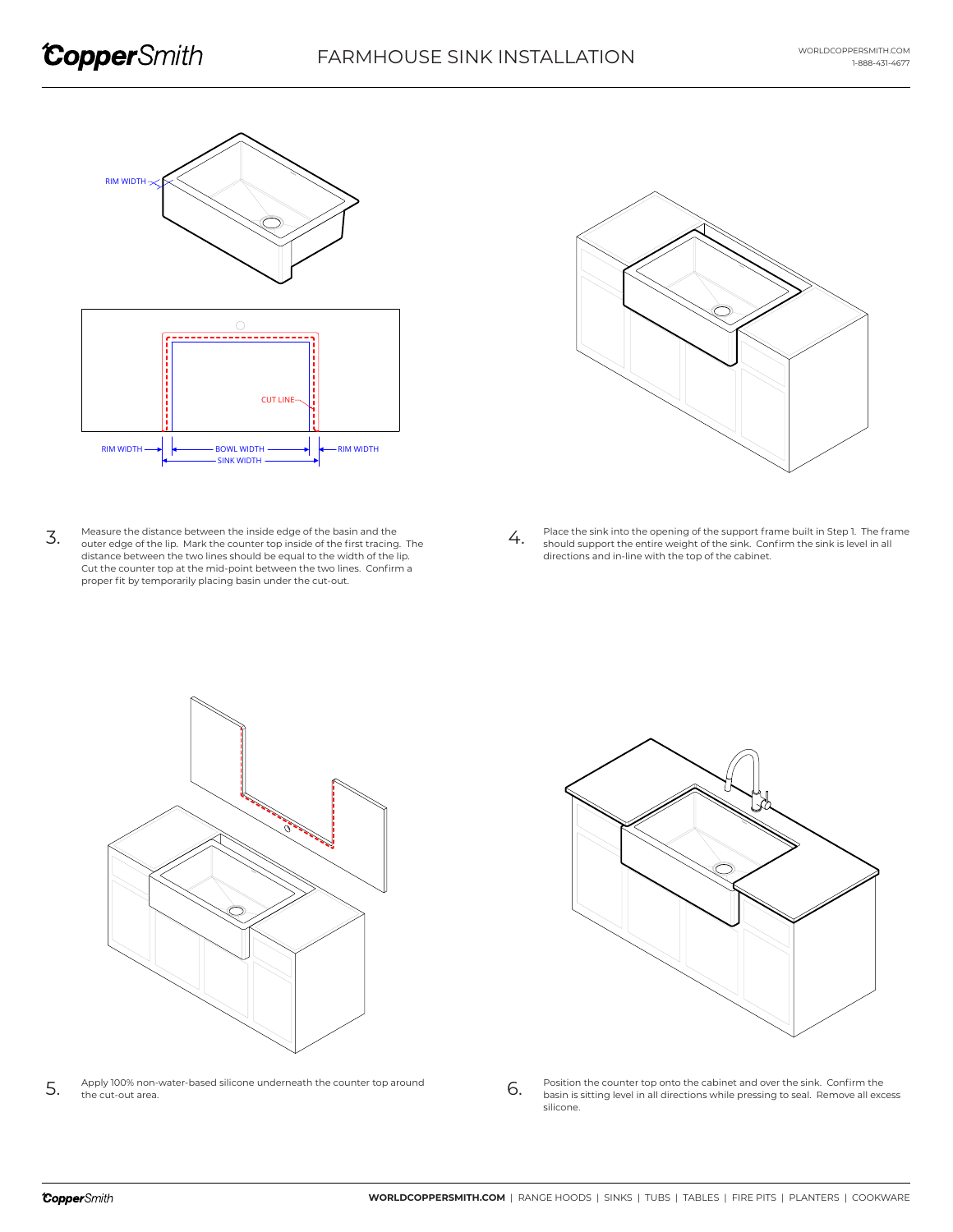# FARMHOUSE SINK INSTALLATION

RIM WIDTH

CUT LINE

RIM WIDTH

BOWL WIDTH

RIM WIDTH

SINK WIDTH

3. Measure the distance between the inside edge of the basin and the outer edge of the lip. Mark the counter top inside of the first tracing. The distance between the two lines should be equal to the width of the lip. Cut the counter top at the mid-point between the two lines. Confirm a proper fit by temporarily placing basin under the cut-out.

4. Place the sink into the opening of the support frame built in Step 1. The frame should support the entire weight of the sink. Confirm the sink is level in all directions and in-line with the top of the cabinet.

5. Apply 100% non-water-based silicone underneath the counter top around the cut-out area.

6. Position the counter top onto the cabinet and over the sink. Confirm the basin is sitting level in all directions while pressing to seal. Remove all excess silicone.